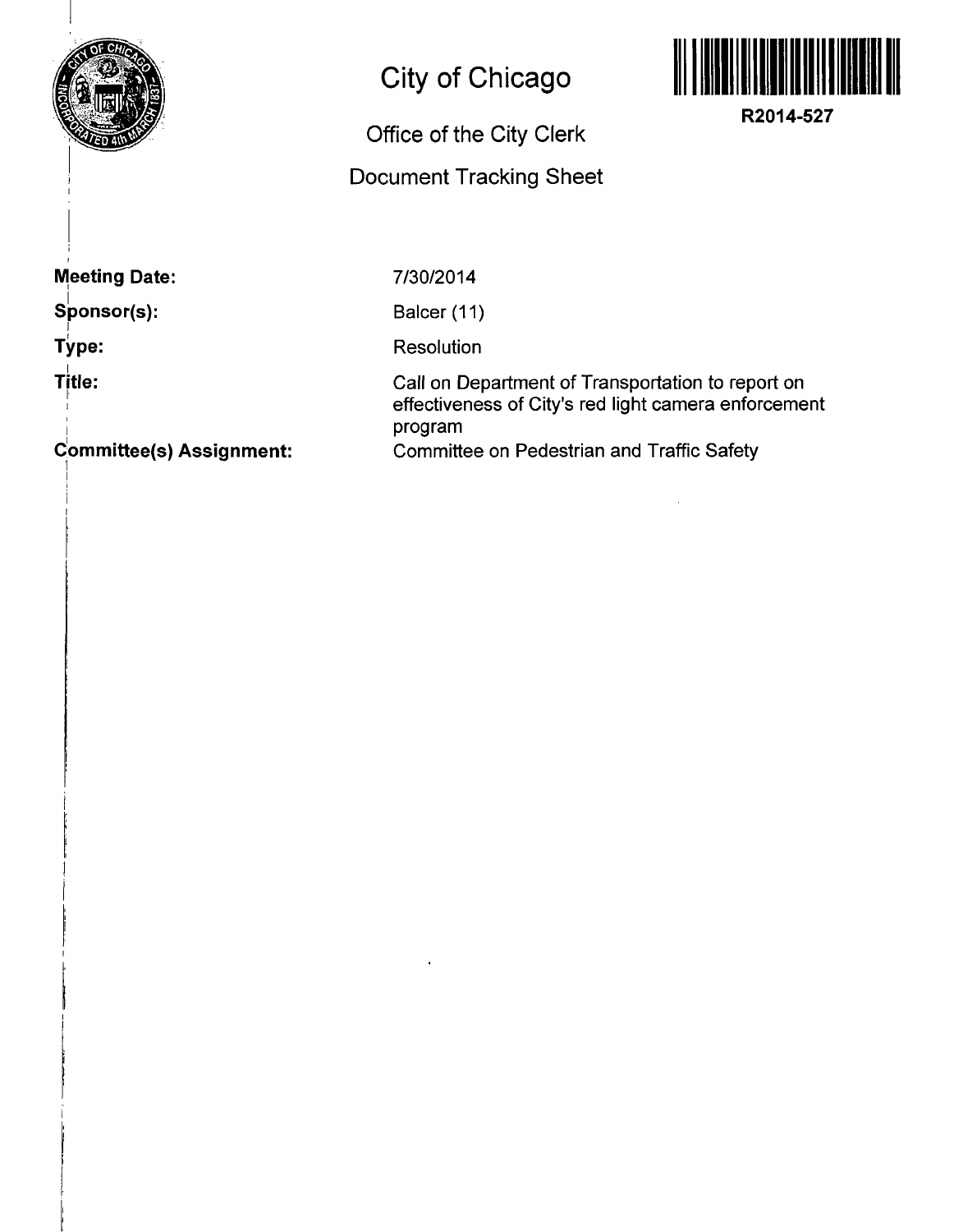# City of Chicago

R2014-527

## Office of the City Clerk

## Document Tracking Sheet

**Meeting Date:** 7/30/2014

**Sponsor(s):** Balcer (11)

**Type:** Resolution

**Title:** Call on Department of Transportation to report on effectiveness of City's red light camera enforcement program

**Committee(s) Assignment:** Committee on Pedestrian and Traffic Safety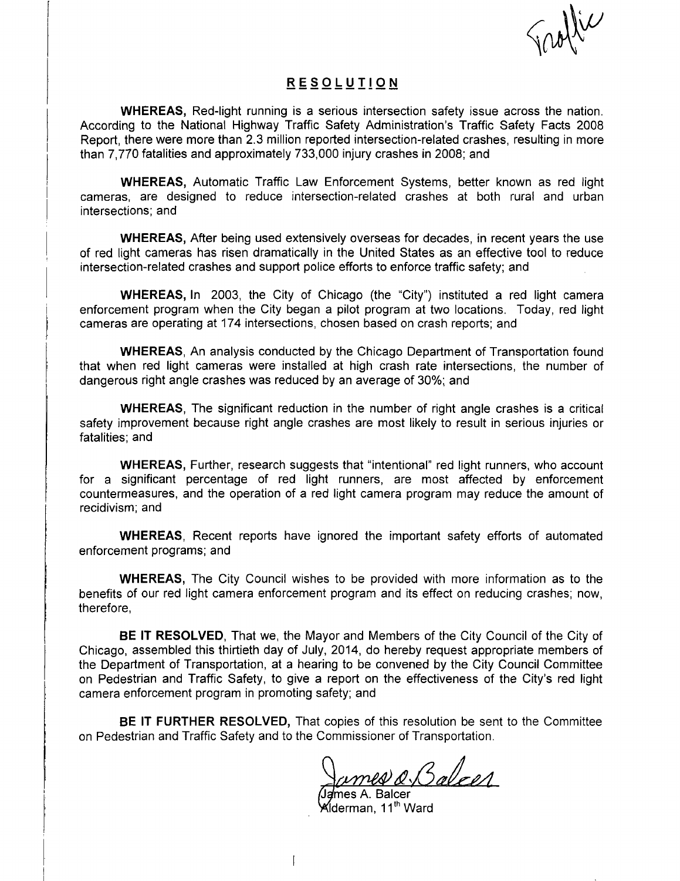Traffic

# RESOLUTION

**WHEREAS,** Red-light running is a serious intersection safety issue across the nation. According to the National Highway Traffic Safety Administration's Traffic Safety Facts 2008 Report, there were more than 2.3 million reported intersection-related crashes, resulting in more than 7,770 fatalities and approximately 733,000 injury crashes in 2008; and

**WHEREAS,** Automatic Traffic Law Enforcement Systems, better known as red light cameras, are designed to reduce intersection-related crashes at both rural and urban intersections; and

**WHEREAS,** After being used extensively overseas for decades, in recent years the use of red light cameras has risen dramatically in the United States as an effective tool to reduce intersection-related crashes and support police efforts to enforce traffic safety; and

**WHEREAS,** In 2003, the City of Chicago (the "City") instituted a red light camera enforcement program when the City began a pilot program at two locations. Today, red light cameras are operating at 174 intersections, chosen based on crash reports; and

**WHEREAS**, An analysis conducted by the Chicago Department of Transportation found that when red light cameras were installed at high crash rate intersections, the number of dangerous right angle crashes was reduced by an average of 30%; and

**WHEREAS**, The significant reduction in the number of right angle crashes is a critical safety improvement because right angle crashes are most likely to result in serious injuries or fatalities; and

**WHEREAS**, Further, research suggests that "intentional" red light runners, who account for a significant percentage of red light runners, are most affected by enforcement countermeasures, and the operation of a red light camera program may reduce the amount of recidivism; and

**WHEREAS**, Recent reports have ignored the important safety efforts of automated enforcement programs; and

**WHEREAS,** The City Council wishes to be provided with more information as to the benefits of our red light camera enforcement program and its effect on reducing crashes; now, therefore,

**BE IT RESOLVED**, That we, the Mayor and Members of the City Council of the City of Chicago, assembled this thirtieth day of July, 2014, do hereby request appropriate members of the Department of Transportation, at a hearing to be convened by the City Council Committee on Pedestrian and Traffic Safety, to give a report on the effectiveness of the City's red light camera enforcement program in promoting safety; and

**BE IT FURTHER RESOLVED,** That copies of this resolution be sent to the Committee on Pedestrian and Traffic Safety and to the Commissioner of Transportation.

James A. Balcer

James A. Balcer
Alderman, 11th Ward